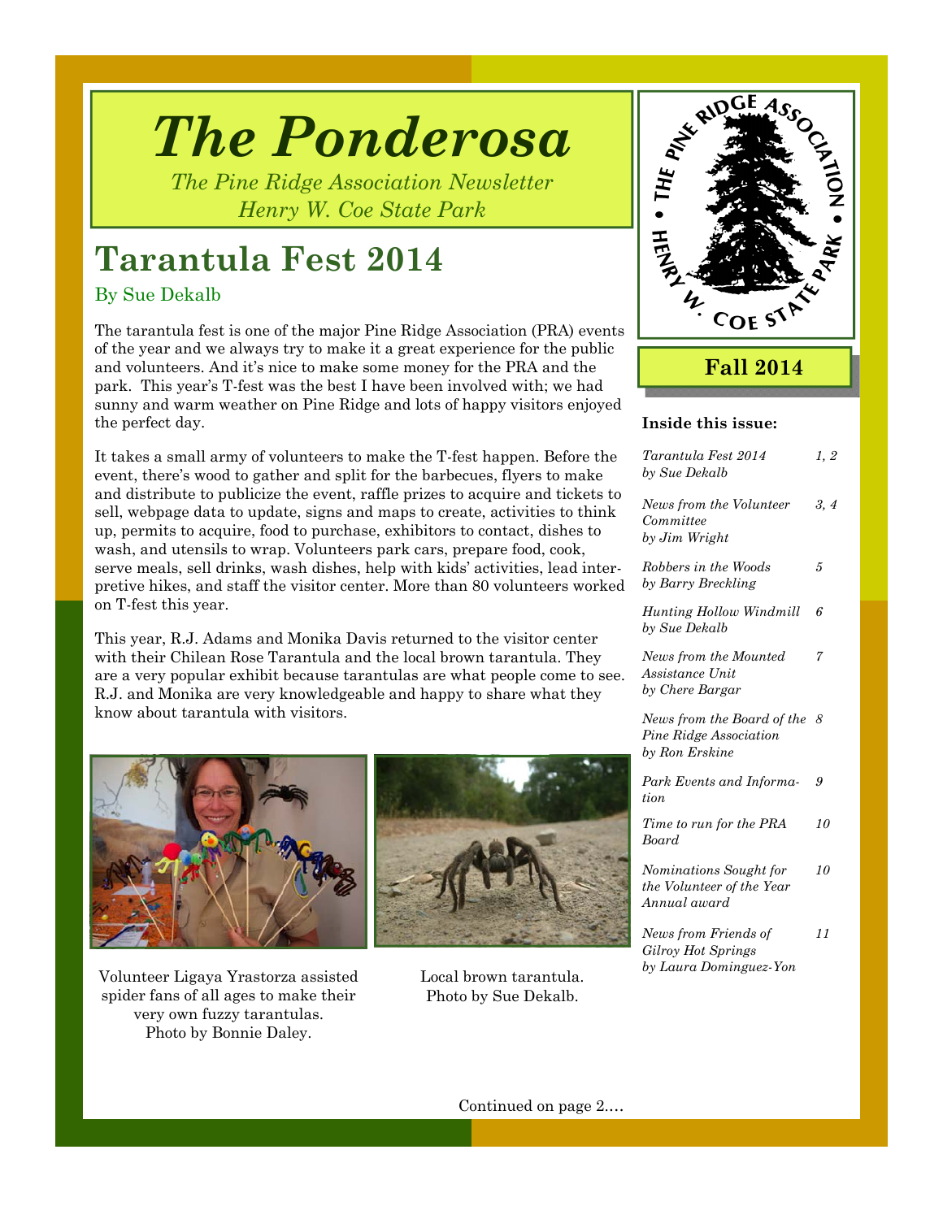# The Ponderosa

*The Pine Ridge Association Newsletter*
*Henry W. Coe State Park*

**Fall 2014**

## Tarantula Fest 2014

By Sue Dekalb

The tarantula fest is one of the major Pine Ridge Association (PRA) events of the year and we always try to make it a great experience for the public and volunteers. And it's nice to make some money for the PRA and the park. This year's T-fest was the best I have been involved with; we had sunny and warm weather on Pine Ridge and lots of happy visitors enjoyed the perfect day.

It takes a small army of volunteers to make the T-fest happen. Before the event, there's wood to gather and split for the barbecues, flyers to make and distribute to publicize the event, raffle prizes to acquire and tickets to sell, webpage data to update, signs and maps to create, activities to think up, permits to acquire, food to purchase, exhibitors to contact, dishes to wash, and utensils to wrap. Volunteers park cars, prepare food, cook, serve meals, sell drinks, wash dishes, help with kids' activities, lead interpretive hikes, and staff the visitor center. More than 80 volunteers worked on T-fest this year.

This year, R.J. Adams and Monika Davis returned to the visitor center with their Chilean Rose Tarantula and the local brown tarantula. They are a very popular exhibit because tarantulas are what people come to see. R.J. and Monika are very knowledgeable and happy to share what they know about tarantula with visitors.

Volunteer Ligaya Yrastorza assisted spider fans of all ages to make their very own fuzzy tarantulas. Photo by Bonnie Daley.

Local brown tarantula. Photo by Sue Dekalb.

Continued on page 2….

### Inside this issue:

| | |
|---|---|
| *Tarantula Fest 2014 by Sue Dekalb* | *1, 2* |
| *News from the Volunteer Committee by Jim Wright* | *3, 4* |
| *Robbers in the Woods by Barry Breckling* | *5* |
| *Hunting Hollow Windmill by Sue Dekalb* | *6* |
| *News from the Mounted Assistance Unit by Chere Bargar* | *7* |
| *News from the Board of the Pine Ridge Association by Ron Erskine* | *8* |
| *Park Events and Information* | *9* |
| *Time to run for the PRA Board* | *10* |
| *Nominations Sought for the Volunteer of the Year Annual award* | *10* |
| *News from Friends of Gilroy Hot Springs by Laura Dominguez-Yon* | *11* |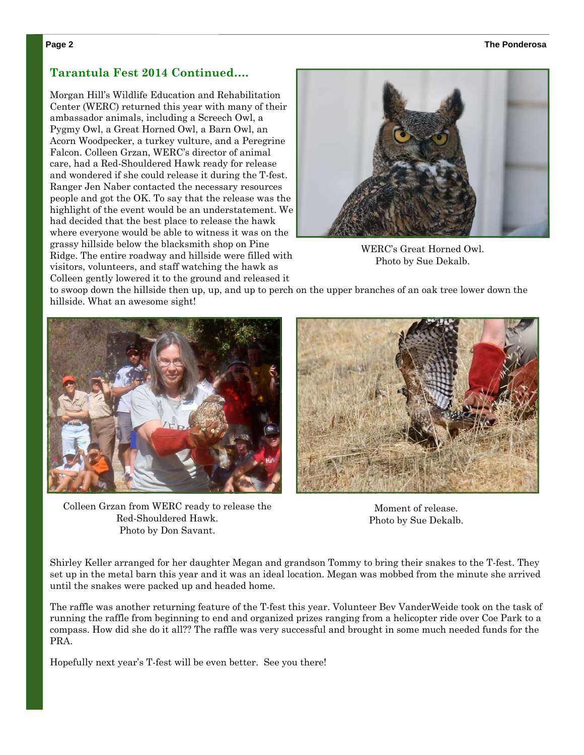## Tarantula Fest 2014 Continued….

Morgan Hill's Wildlife Education and Rehabilitation Center (WERC) returned this year with many of their ambassador animals, including a Screech Owl, a Pygmy Owl, a Great Horned Owl, a Barn Owl, an Acorn Woodpecker, a turkey vulture, and a Peregrine Falcon. Colleen Grzan, WERC's director of animal care, had a Red-Shouldered Hawk ready for release and wondered if she could release it during the T-fest. Ranger Jen Naber contacted the necessary resources people and got the OK. To say that the release was the highlight of the event would be an understatement. We had decided that the best place to release the hawk where everyone would be able to witness it was on the grassy hillside below the blacksmith shop on Pine Ridge. The entire roadway and hillside were filled with visitors, volunteers, and staff watching the hawk as Colleen gently lowered it to the ground and released it to swoop down the hillside then up, up, and up to perch on the upper branches of an oak tree lower down the hillside. What an awesome sight!

WERC's Great Horned Owl.
Photo by Sue Dekalb.

Colleen Grzan from WERC ready to release the Red-Shouldered Hawk.
Photo by Don Savant.

Moment of release.
Photo by Sue Dekalb.

Shirley Keller arranged for her daughter Megan and grandson Tommy to bring their snakes to the T-fest. They set up in the metal barn this year and it was an ideal location. Megan was mobbed from the minute she arrived until the snakes were packed up and headed home.

The raffle was another returning feature of the T-fest this year. Volunteer Bev VanderWeide took on the task of running the raffle from beginning to end and organized prizes ranging from a helicopter ride over Coe Park to a compass. How did she do it all?? The raffle was very successful and brought in some much needed funds for the PRA.

Hopefully next year's T-fest will be even better. See you there!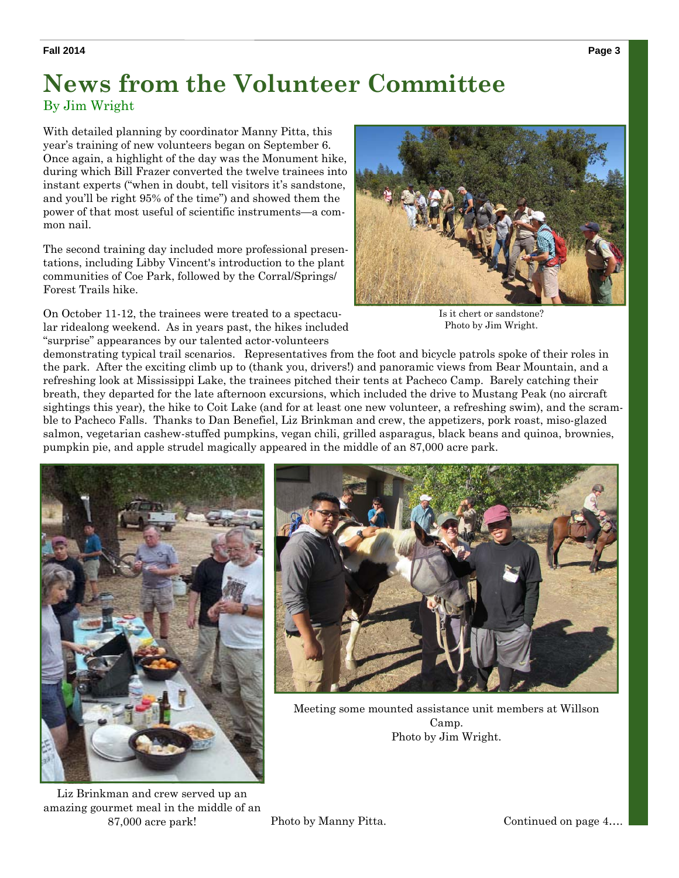# News from the Volunteer Committee

By Jim Wright

With detailed planning by coordinator Manny Pitta, this year's training of new volunteers began on September 6. Once again, a highlight of the day was the Monument hike, during which Bill Frazer converted the twelve trainees into instant experts ("when in doubt, tell visitors it's sandstone, and you'll be right 95% of the time") and showed them the power of that most useful of scientific instruments—a common nail.

The second training day included more professional presentations, including Libby Vincent's introduction to the plant communities of Coe Park, followed by the Corral/Springs/Forest Trails hike.

Is it chert or sandstone?
Photo by Jim Wright.

On October 11-12, the trainees were treated to a spectacular ridealong weekend. As in years past, the hikes included "surprise" appearances by our talented actor-volunteers demonstrating typical trail scenarios. Representatives from the foot and bicycle patrols spoke of their roles in the park. After the exciting climb up to (thank you, drivers!) and panoramic views from Bear Mountain, and a refreshing look at Mississippi Lake, the trainees pitched their tents at Pacheco Camp. Barely catching their breath, they departed for the late afternoon excursions, which included the drive to Mustang Peak (no aircraft sightings this year), the hike to Coit Lake (and for at least one new volunteer, a refreshing swim), and the scramble to Pacheco Falls. Thanks to Dan Benefiel, Liz Brinkman and crew, the appetizers, pork roast, miso-glazed salmon, vegetarian cashew-stuffed pumpkins, vegan chili, grilled asparagus, black beans and quinoa, brownies, pumpkin pie, and apple strudel magically appeared in the middle of an 87,000 acre park.

Meeting some mounted assistance unit members at Willson Camp.
Photo by Jim Wright.

Liz Brinkman and crew served up an amazing gourmet meal in the middle of an 87,000 acre park!
Photo by Manny Pitta.

Continued on page 4….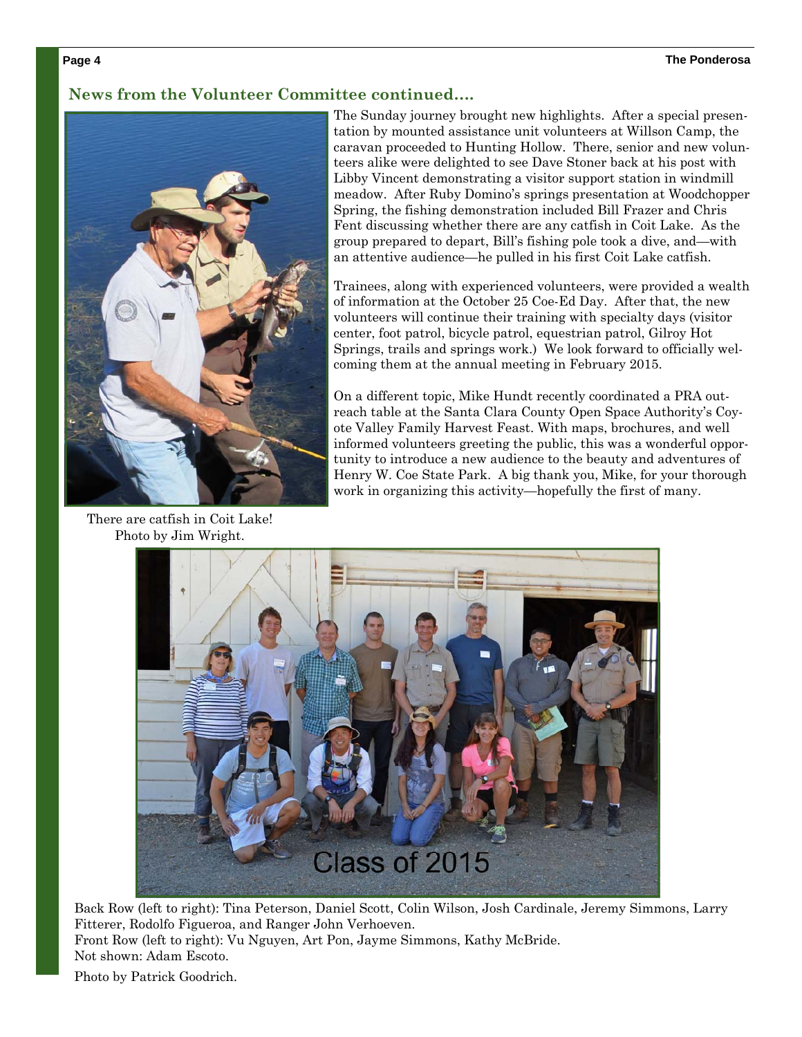## News from the Volunteer Committee continued....

The Sunday journey brought new highlights. After a special presentation by mounted assistance unit volunteers at Willson Camp, the caravan proceeded to Hunting Hollow. There, senior and new volunteers alike were delighted to see Dave Stoner back at his post with Libby Vincent demonstrating a visitor support station in windmill meadow. After Ruby Domino's springs presentation at Woodchopper Spring, the fishing demonstration included Bill Frazer and Chris Fent discussing whether there are any catfish in Coit Lake. As the group prepared to depart, Bill's fishing pole took a dive, and—with an attentive audience—he pulled in his first Coit Lake catfish.

Trainees, along with experienced volunteers, were provided a wealth of information at the October 25 Coe-Ed Day. After that, the new volunteers will continue their training with specialty days (visitor center, foot patrol, bicycle patrol, equestrian patrol, Gilroy Hot Springs, trails and springs work.) We look forward to officially welcoming them at the annual meeting in February 2015.

On a different topic, Mike Hundt recently coordinated a PRA outreach table at the Santa Clara County Open Space Authority's Coyote Valley Family Harvest Feast. With maps, brochures, and well informed volunteers greeting the public, this was a wonderful opportunity to introduce a new audience to the beauty and adventures of Henry W. Coe State Park. A big thank you, Mike, for your thorough work in organizing this activity—hopefully the first of many.

There are catfish in Coit Lake! Photo by Jim Wright.

Class of 2015

Back Row (left to right): Tina Peterson, Daniel Scott, Colin Wilson, Josh Cardinale, Jeremy Simmons, Larry Fitterer, Rodolfo Figueroa, and Ranger John Verhoeven.
Front Row (left to right): Vu Nguyen, Art Pon, Jayme Simmons, Kathy McBride.
Not shown: Adam Escoto.

Photo by Patrick Goodrich.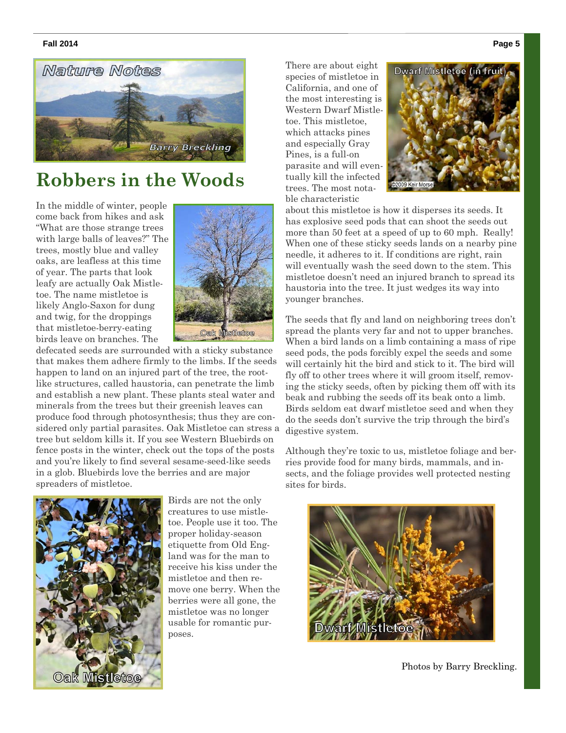Nature Notes

Barry Breckling

# Robbers in the Woods

In the middle of winter, people come back from hikes and ask "What are those strange trees with large balls of leaves?" The trees, mostly blue and valley oaks, are leafless at this time of year. The parts that look leafy are actually Oak Mistletoe. The name mistletoe is likely Anglo-Saxon for dung and twig, for the droppings that mistletoe-berry-eating birds leave on branches. The defecated seeds are surrounded with a sticky substance that makes them adhere firmly to the limbs. If the seeds happen to land on an injured part of the tree, the root-like structures, called haustoria, can penetrate the limb and establish a new plant. These plants steal water and minerals from the trees but their greenish leaves can produce food through photosynthesis; thus they are considered only partial parasites. Oak Mistletoe can stress a tree but seldom kills it. If you see Western Bluebirds on fence posts in the winter, check out the tops of the posts and you're likely to find several sesame-seed-like seeds in a glob. Bluebirds love the berries and are major spreaders of mistletoe.

Oak Mistletoe

Birds are not the only creatures to use mistletoe. People use it too. The proper holiday-season etiquette from Old England was for the man to receive his kiss under the mistletoe and then remove one berry. When the berries were all gone, the mistletoe was no longer usable for romantic purposes.

Oak Mistletoe

There are about eight species of mistletoe in California, and one of the most interesting is Western Dwarf Mistletoe. This mistletoe, which attacks pines and especially Gray Pines, is a full-on parasite and will eventually kill the infected trees. The most notable characteristic about this mistletoe is how it disperses its seeds. It has explosive seed pods that can shoot the seeds out more than 50 feet at a speed of up to 60 mph. Really! When one of these sticky seeds lands on a nearby pine needle, it adheres to it. If conditions are right, rain will eventually wash the seed down to the stem. This mistletoe doesn't need an injured branch to spread its haustoria into the tree. It just wedges its way into younger branches.

Dwarf Mistletoe (in fruit)

©2009 Keir Morse

The seeds that fly and land on neighboring trees don't spread the plants very far and not to upper branches. When a bird lands on a limb containing a mass of ripe seed pods, the pods forcibly expel the seeds and some will certainly hit the bird and stick to it. The bird will fly off to other trees where it will groom itself, removing the sticky seeds, often by picking them off with its beak and rubbing the seeds off its beak onto a limb. Birds seldom eat dwarf mistletoe seed and when they do the seeds don't survive the trip through the bird's digestive system.

Although they're toxic to us, mistletoe foliage and berries provide food for many birds, mammals, and insects, and the foliage provides well protected nesting sites for birds.

Dwarf Mistletoe

Photos by Barry Breckling.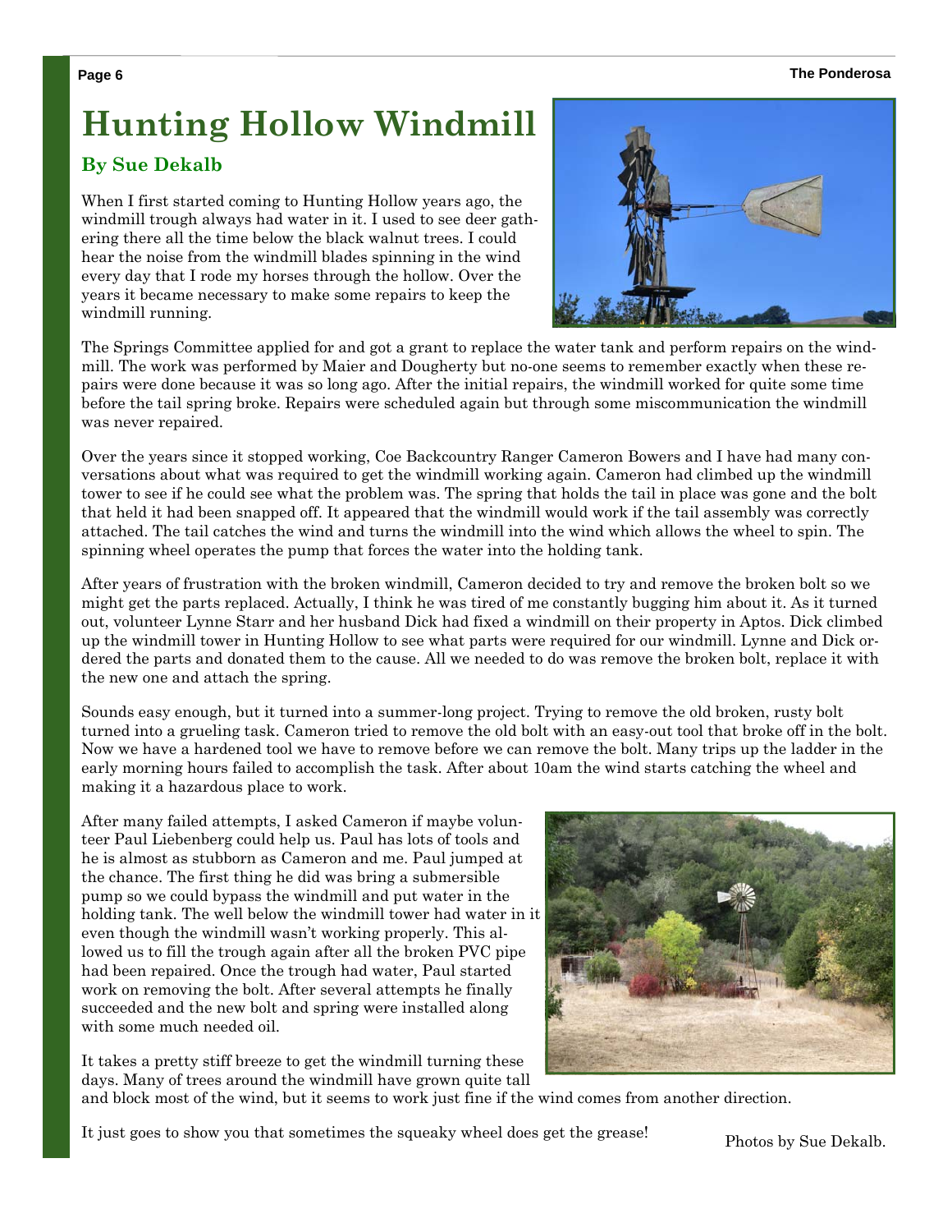# Hunting Hollow Windmill

### By Sue Dekalb

When I first started coming to Hunting Hollow years ago, the windmill trough always had water in it. I used to see deer gathering there all the time below the black walnut trees. I could hear the noise from the windmill blades spinning in the wind every day that I rode my horses through the hollow. Over the years it became necessary to make some repairs to keep the windmill running.

The Springs Committee applied for and got a grant to replace the water tank and perform repairs on the windmill. The work was performed by Maier and Dougherty but no-one seems to remember exactly when these repairs were done because it was so long ago. After the initial repairs, the windmill worked for quite some time before the tail spring broke. Repairs were scheduled again but through some miscommunication the windmill was never repaired.

Over the years since it stopped working, Coe Backcountry Ranger Cameron Bowers and I have had many conversations about what was required to get the windmill working again. Cameron had climbed up the windmill tower to see if he could see what the problem was. The spring that holds the tail in place was gone and the bolt that held it had been snapped off. It appeared that the windmill would work if the tail assembly was correctly attached. The tail catches the wind and turns the windmill into the wind which allows the wheel to spin. The spinning wheel operates the pump that forces the water into the holding tank.

After years of frustration with the broken windmill, Cameron decided to try and remove the broken bolt so we might get the parts replaced. Actually, I think he was tired of me constantly bugging him about it. As it turned out, volunteer Lynne Starr and her husband Dick had fixed a windmill on their property in Aptos. Dick climbed up the windmill tower in Hunting Hollow to see what parts were required for our windmill. Lynne and Dick ordered the parts and donated them to the cause. All we needed to do was remove the broken bolt, replace it with the new one and attach the spring.

Sounds easy enough, but it turned into a summer-long project. Trying to remove the old broken, rusty bolt turned into a grueling task. Cameron tried to remove the old bolt with an easy-out tool that broke off in the bolt. Now we have a hardened tool we have to remove before we can remove the bolt. Many trips up the ladder in the early morning hours failed to accomplish the task. After about 10am the wind starts catching the wheel and making it a hazardous place to work.

After many failed attempts, I asked Cameron if maybe volunteer Paul Liebenberg could help us. Paul has lots of tools and he is almost as stubborn as Cameron and me. Paul jumped at the chance. The first thing he did was bring a submersible pump so we could bypass the windmill and put water in the holding tank. The well below the windmill tower had water in it even though the windmill wasn't working properly. This allowed us to fill the trough again after all the broken PVC pipe had been repaired. Once the trough had water, Paul started work on removing the bolt. After several attempts he finally succeeded and the new bolt and spring were installed along with some much needed oil.

It takes a pretty stiff breeze to get the windmill turning these days. Many of trees around the windmill have grown quite tall and block most of the wind, but it seems to work just fine if the wind comes from another direction.

It just goes to show you that sometimes the squeaky wheel does get the grease!

Photos by Sue Dekalb.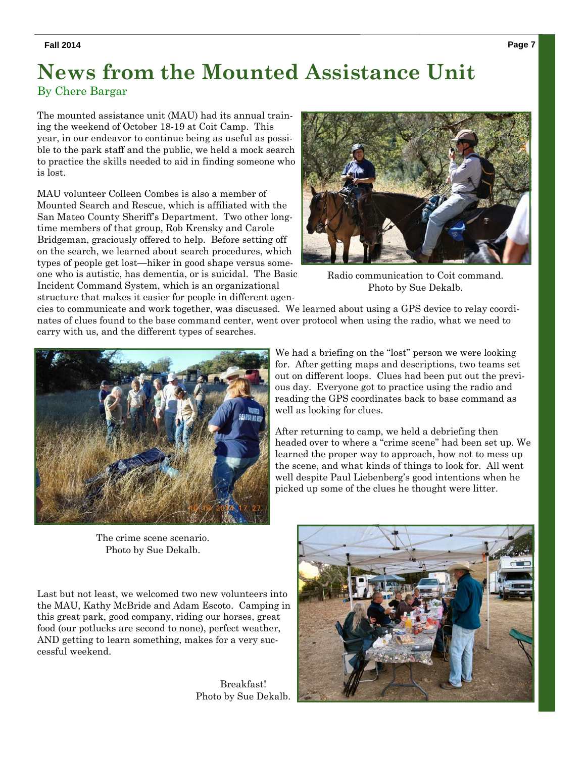# News from the Mounted Assistance Unit

By Chere Bargar

The mounted assistance unit (MAU) had its annual training the weekend of October 18-19 at Coit Camp. This year, in our endeavor to continue being as useful as possible to the park staff and the public, we held a mock search to practice the skills needed to aid in finding someone who is lost.

MAU volunteer Colleen Combes is also a member of Mounted Search and Rescue, which is affiliated with the San Mateo County Sheriff's Department. Two other long-time members of that group, Rob Krensky and Carole Bridgeman, graciously offered to help. Before setting off on the search, we learned about search procedures, which types of people get lost—hiker in good shape versus someone who is autistic, has dementia, or is suicidal. The Basic Incident Command System, which is an organizational structure that makes it easier for people in different agencies to communicate and work together, was discussed. We learned about using a GPS device to relay coordinates of clues found to the base command center, went over protocol when using the radio, what we need to carry with us, and the different types of searches.

Radio communication to Coit command.
Photo by Sue Dekalb.

We had a briefing on the "lost" person we were looking for. After getting maps and descriptions, two teams set out on different loops. Clues had been put out the previous day. Everyone got to practice using the radio and reading the GPS coordinates back to base command as well as looking for clues.

After returning to camp, we held a debriefing then headed over to where a "crime scene" had been set up. We learned the proper way to approach, how not to mess up the scene, and what kinds of things to look for. All went well despite Paul Liebenberg's good intentions when he picked up some of the clues he thought were litter.

The crime scene scenario.
Photo by Sue Dekalb.

Last but not least, we welcomed two new volunteers into the MAU, Kathy McBride and Adam Escoto. Camping in this great park, good company, riding our horses, great food (our potlucks are second to none), perfect weather, AND getting to learn something, makes for a very successful weekend.

Breakfast!
Photo by Sue Dekalb.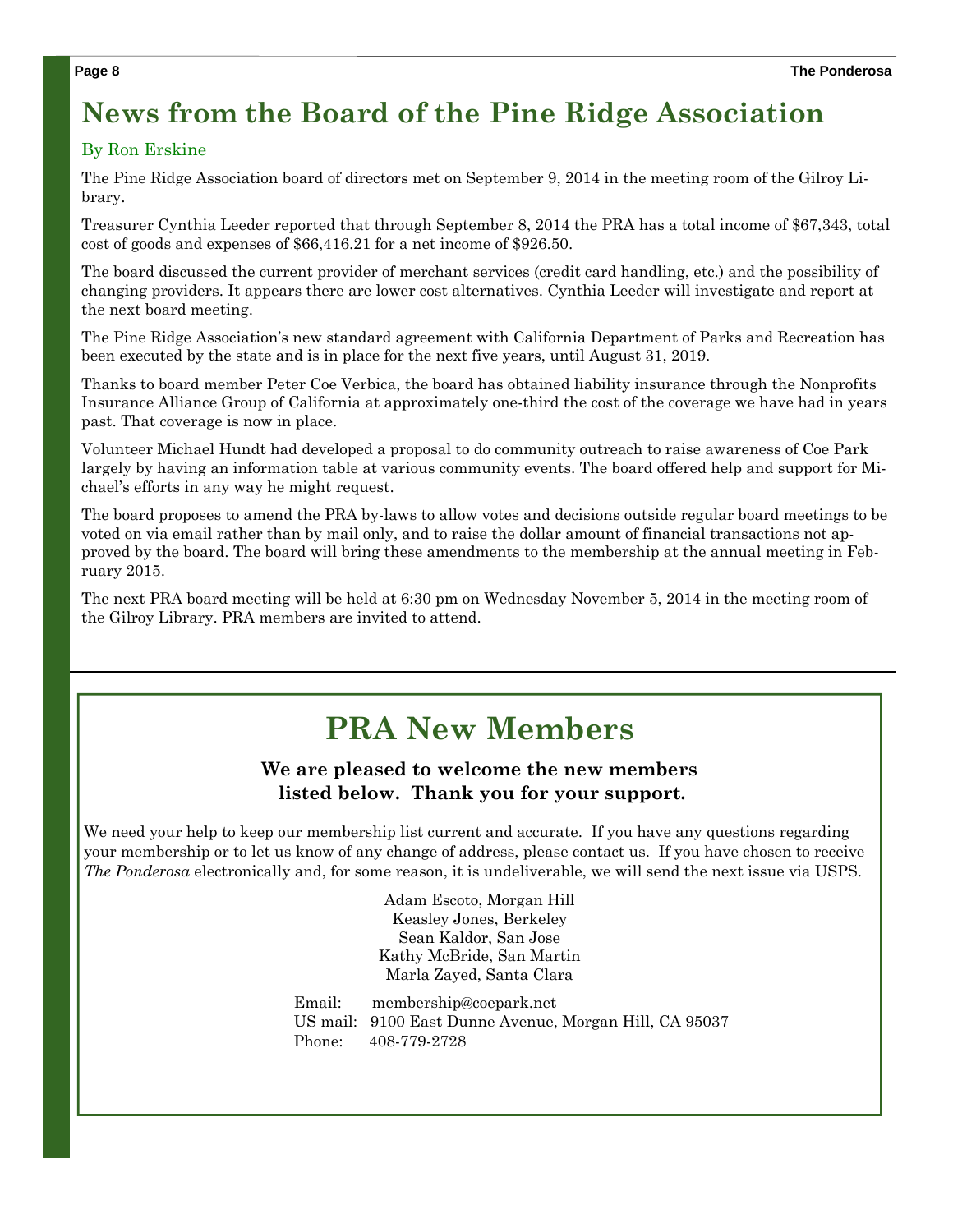# News from the Board of the Pine Ridge Association

By Ron Erskine

The Pine Ridge Association board of directors met on September 9, 2014 in the meeting room of the Gilroy Library.

Treasurer Cynthia Leeder reported that through September 8, 2014 the PRA has a total income of $67,343, total cost of goods and expenses of $66,416.21 for a net income of $926.50.

The board discussed the current provider of merchant services (credit card handling, etc.) and the possibility of changing providers. It appears there are lower cost alternatives. Cynthia Leeder will investigate and report at the next board meeting.

The Pine Ridge Association's new standard agreement with California Department of Parks and Recreation has been executed by the state and is in place for the next five years, until August 31, 2019.

Thanks to board member Peter Coe Verbica, the board has obtained liability insurance through the Nonprofits Insurance Alliance Group of California at approximately one-third the cost of the coverage we have had in years past. That coverage is now in place.

Volunteer Michael Hundt had developed a proposal to do community outreach to raise awareness of Coe Park largely by having an information table at various community events. The board offered help and support for Michael's efforts in any way he might request.

The board proposes to amend the PRA by-laws to allow votes and decisions outside regular board meetings to be voted on via email rather than by mail only, and to raise the dollar amount of financial transactions not approved by the board. The board will bring these amendments to the membership at the annual meeting in February 2015.

The next PRA board meeting will be held at 6:30 pm on Wednesday November 5, 2014 in the meeting room of the Gilroy Library. PRA members are invited to attend.

# PRA New Members

**We are pleased to welcome the new members listed below. Thank you for your support.**

We need your help to keep our membership list current and accurate. If you have any questions regarding your membership or to let us know of any change of address, please contact us. If you have chosen to receive *The Ponderosa* electronically and, for some reason, it is undeliverable, we will send the next issue via USPS.

Adam Escoto, Morgan Hill
Keasley Jones, Berkeley
Sean Kaldor, San Jose
Kathy McBride, San Martin
Marla Zayed, Santa Clara

Email: membership@coepark.net
US mail: 9100 East Dunne Avenue, Morgan Hill, CA 95037
Phone: 408-779-2728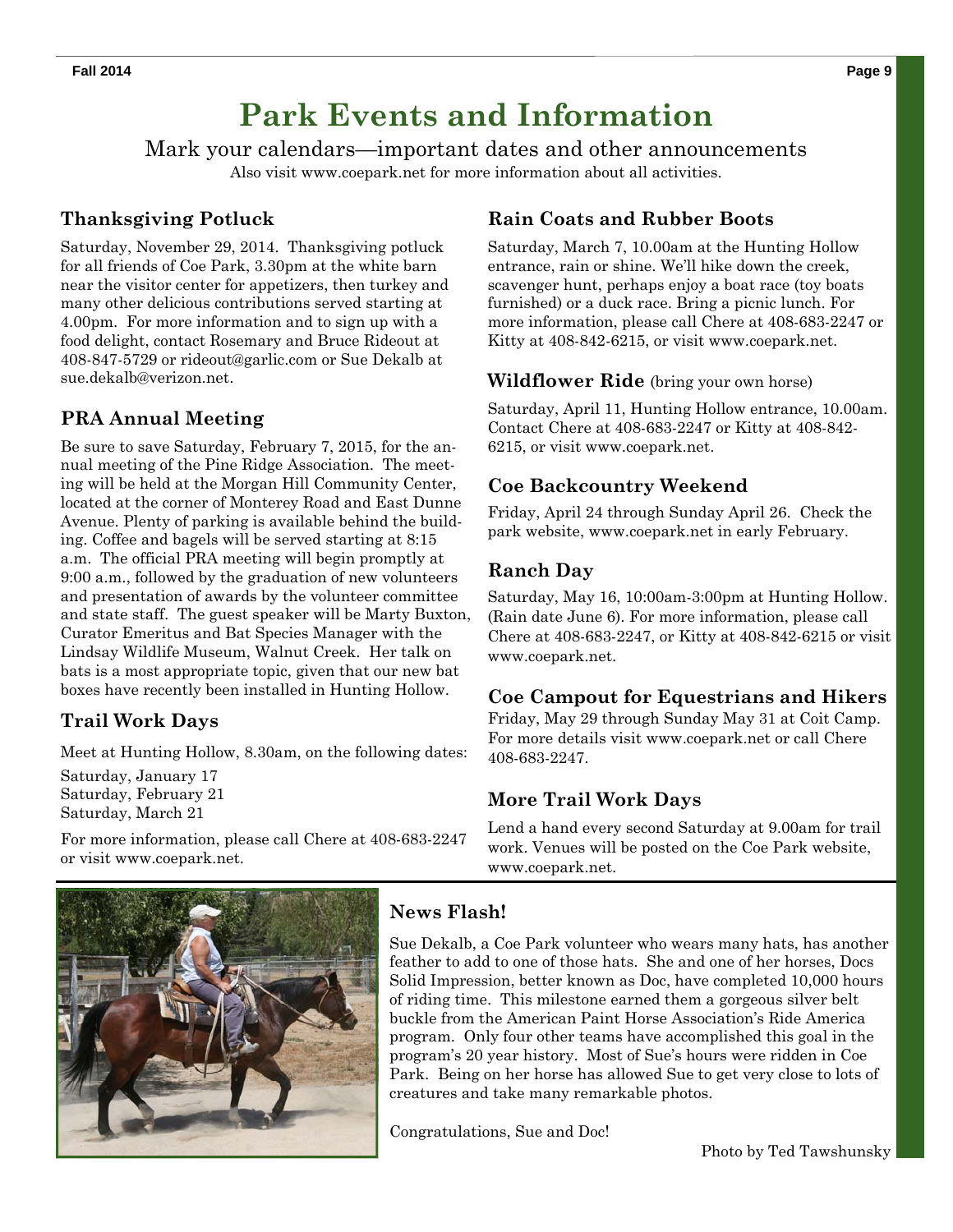# Park Events and Information

Mark your calendars—important dates and other announcements

Also visit www.coepark.net for more information about all activities.

## Thanksgiving Potluck

Saturday, November 29, 2014. Thanksgiving potluck for all friends of Coe Park, 3.30pm at the white barn near the visitor center for appetizers, then turkey and many other delicious contributions served starting at 4.00pm. For more information and to sign up with a food delight, contact Rosemary and Bruce Rideout at 408-847-5729 or rideout@garlic.com or Sue Dekalb at sue.dekalb@verizon.net.

## PRA Annual Meeting

Be sure to save Saturday, February 7, 2015, for the annual meeting of the Pine Ridge Association. The meeting will be held at the Morgan Hill Community Center, located at the corner of Monterey Road and East Dunne Avenue. Plenty of parking is available behind the building. Coffee and bagels will be served starting at 8:15 a.m. The official PRA meeting will begin promptly at 9:00 a.m., followed by the graduation of new volunteers and presentation of awards by the volunteer committee and state staff. The guest speaker will be Marty Buxton, Curator Emeritus and Bat Species Manager with the Lindsay Wildlife Museum, Walnut Creek. Her talk on bats is a most appropriate topic, given that our new bat boxes have recently been installed in Hunting Hollow.

## Trail Work Days

Meet at Hunting Hollow, 8.30am, on the following dates:

Saturday, January 17
Saturday, February 21
Saturday, March 21

For more information, please call Chere at 408-683-2247 or visit www.coepark.net.

## Rain Coats and Rubber Boots

Saturday, March 7, 10.00am at the Hunting Hollow entrance, rain or shine. We'll hike down the creek, scavenger hunt, perhaps enjoy a boat race (toy boats furnished) or a duck race. Bring a picnic lunch. For more information, please call Chere at 408-683-2247 or Kitty at 408-842-6215, or visit www.coepark.net.

## Wildflower Ride (bring your own horse)

Saturday, April 11, Hunting Hollow entrance, 10.00am. Contact Chere at 408-683-2247 or Kitty at 408-842-6215, or visit www.coepark.net.

## Coe Backcountry Weekend

Friday, April 24 through Sunday April 26. Check the park website, www.coepark.net in early February.

## Ranch Day

Saturday, May 16, 10:00am-3:00pm at Hunting Hollow. (Rain date June 6). For more information, please call Chere at 408-683-2247, or Kitty at 408-842-6215 or visit www.coepark.net.

## Coe Campout for Equestrians and Hikers

Friday, May 29 through Sunday May 31 at Coit Camp. For more details visit www.coepark.net or call Chere 408-683-2247.

## More Trail Work Days

Lend a hand every second Saturday at 9.00am for trail work. Venues will be posted on the Coe Park website, www.coepark.net.

## News Flash!

Sue Dekalb, a Coe Park volunteer who wears many hats, has another feather to add to one of those hats. She and one of her horses, Docs Solid Impression, better known as Doc, have completed 10,000 hours of riding time. This milestone earned them a gorgeous silver belt buckle from the American Paint Horse Association's Ride America program. Only four other teams have accomplished this goal in the program's 20 year history. Most of Sue's hours were ridden in Coe Park. Being on her horse has allowed Sue to get very close to lots of creatures and take many remarkable photos.

Congratulations, Sue and Doc!

Photo by Ted Tawshunsky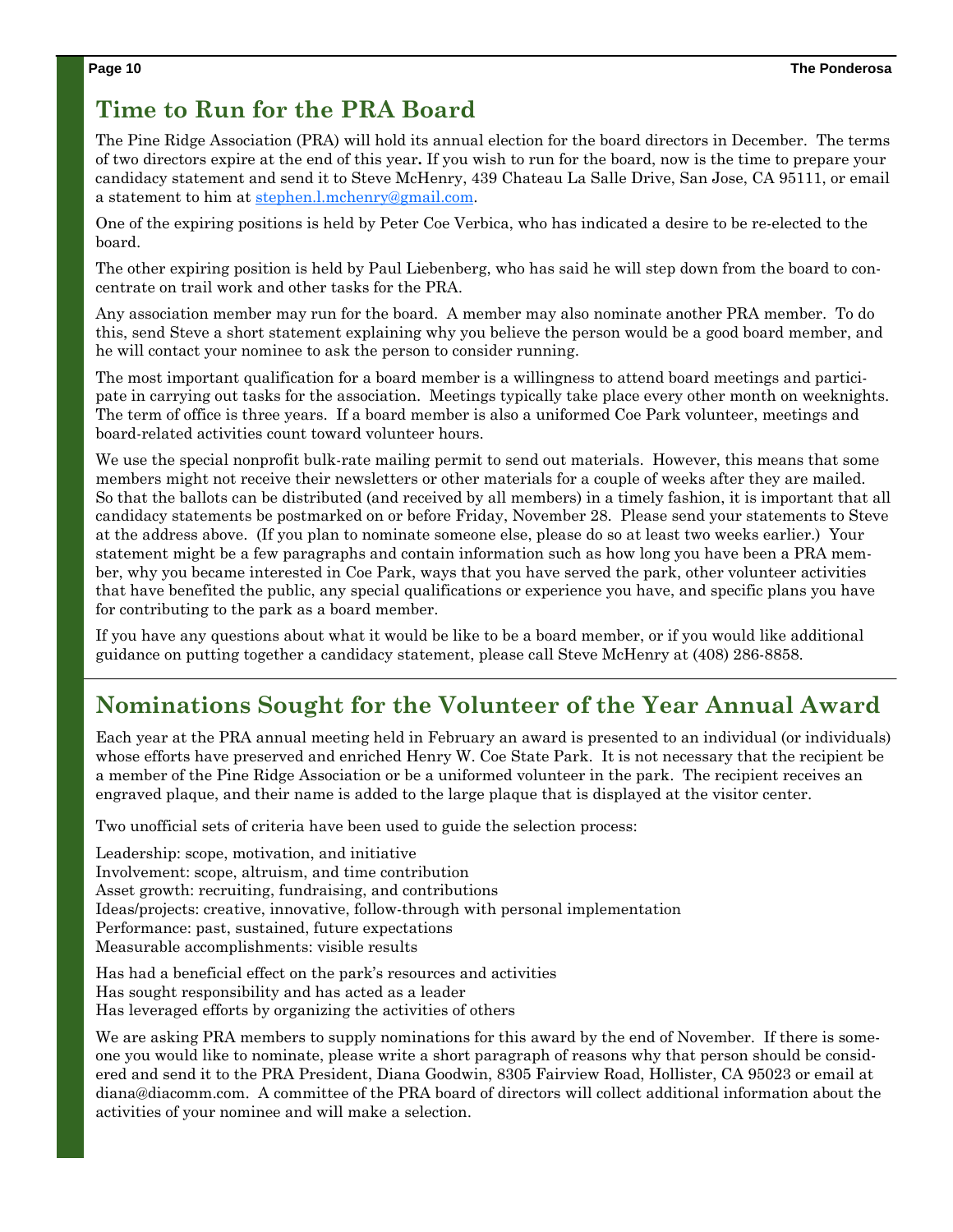## Time to Run for the PRA Board

The Pine Ridge Association (PRA) will hold its annual election for the board directors in December. The terms of two directors expire at the end of this year**.** If you wish to run for the board, now is the time to prepare your candidacy statement and send it to Steve McHenry, 439 Chateau La Salle Drive, San Jose, CA 95111, or email a statement to him at stephen.l.mchenry@gmail.com.

One of the expiring positions is held by Peter Coe Verbica, who has indicated a desire to be re-elected to the board.

The other expiring position is held by Paul Liebenberg, who has said he will step down from the board to concentrate on trail work and other tasks for the PRA.

Any association member may run for the board. A member may also nominate another PRA member. To do this, send Steve a short statement explaining why you believe the person would be a good board member, and he will contact your nominee to ask the person to consider running.

The most important qualification for a board member is a willingness to attend board meetings and participate in carrying out tasks for the association. Meetings typically take place every other month on weeknights. The term of office is three years. If a board member is also a uniformed Coe Park volunteer, meetings and board-related activities count toward volunteer hours.

We use the special nonprofit bulk-rate mailing permit to send out materials. However, this means that some members might not receive their newsletters or other materials for a couple of weeks after they are mailed. So that the ballots can be distributed (and received by all members) in a timely fashion, it is important that all candidacy statements be postmarked on or before Friday, November 28. Please send your statements to Steve at the address above. (If you plan to nominate someone else, please do so at least two weeks earlier.) Your statement might be a few paragraphs and contain information such as how long you have been a PRA member, why you became interested in Coe Park, ways that you have served the park, other volunteer activities that have benefited the public, any special qualifications or experience you have, and specific plans you have for contributing to the park as a board member.

If you have any questions about what it would be like to be a board member, or if you would like additional guidance on putting together a candidacy statement, please call Steve McHenry at (408) 286-8858.

## Nominations Sought for the Volunteer of the Year Annual Award

Each year at the PRA annual meeting held in February an award is presented to an individual (or individuals) whose efforts have preserved and enriched Henry W. Coe State Park. It is not necessary that the recipient be a member of the Pine Ridge Association or be a uniformed volunteer in the park. The recipient receives an engraved plaque, and their name is added to the large plaque that is displayed at the visitor center.

Two unofficial sets of criteria have been used to guide the selection process:

Leadership: scope, motivation, and initiative
Involvement: scope, altruism, and time contribution
Asset growth: recruiting, fundraising, and contributions
Ideas/projects: creative, innovative, follow-through with personal implementation
Performance: past, sustained, future expectations
Measurable accomplishments: visible results

Has had a beneficial effect on the park's resources and activities
Has sought responsibility and has acted as a leader
Has leveraged efforts by organizing the activities of others

We are asking PRA members to supply nominations for this award by the end of November. If there is someone you would like to nominate, please write a short paragraph of reasons why that person should be considered and send it to the PRA President, Diana Goodwin, 8305 Fairview Road, Hollister, CA 95023 or email at diana@diacomm.com. A committee of the PRA board of directors will collect additional information about the activities of your nominee and will make a selection.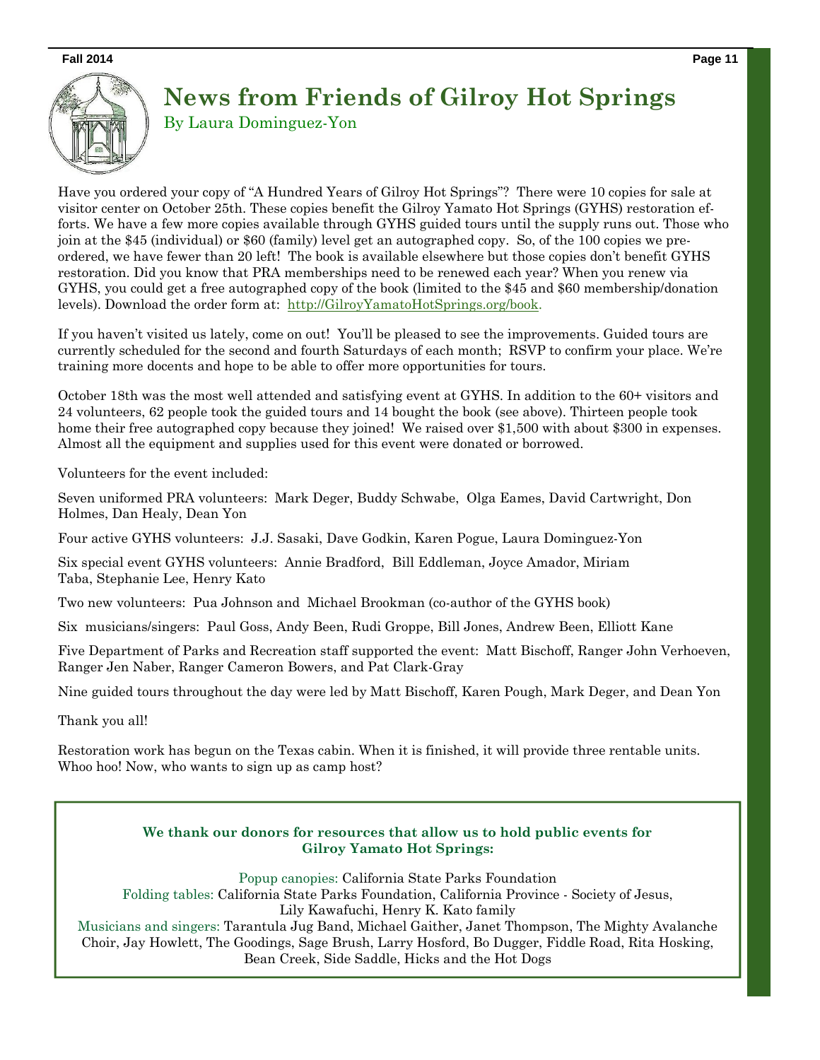# News from Friends of Gilroy Hot Springs

By Laura Dominguez-Yon

Have you ordered your copy of "A Hundred Years of Gilroy Hot Springs"? There were 10 copies for sale at visitor center on October 25th. These copies benefit the Gilroy Yamato Hot Springs (GYHS) restoration efforts. We have a few more copies available through GYHS guided tours until the supply runs out. Those who join at the $45 (individual) or $60 (family) level get an autographed copy. So, of the 100 copies we pre-ordered, we have fewer than 20 left! The book is available elsewhere but those copies don't benefit GYHS restoration. Did you know that PRA memberships need to be renewed each year? When you renew via GYHS, you could get a free autographed copy of the book (limited to the $45 and $60 membership/donation levels). Download the order form at: http://GilroyYamatoHotSprings.org/book.

If you haven't visited us lately, come on out! You'll be pleased to see the improvements. Guided tours are currently scheduled for the second and fourth Saturdays of each month; RSVP to confirm your place. We're training more docents and hope to be able to offer more opportunities for tours.

October 18th was the most well attended and satisfying event at GYHS. In addition to the 60+ visitors and 24 volunteers, 62 people took the guided tours and 14 bought the book (see above). Thirteen people took home their free autographed copy because they joined! We raised over $1,500 with about $300 in expenses. Almost all the equipment and supplies used for this event were donated or borrowed.

Volunteers for the event included:

Seven uniformed PRA volunteers: Mark Deger, Buddy Schwabe, Olga Eames, David Cartwright, Don Holmes, Dan Healy, Dean Yon

Four active GYHS volunteers: J.J. Sasaki, Dave Godkin, Karen Pogue, Laura Dominguez-Yon

Six special event GYHS volunteers: Annie Bradford, Bill Eddleman, Joyce Amador, Miriam Taba, Stephanie Lee, Henry Kato

Two new volunteers: Pua Johnson and Michael Brookman (co-author of the GYHS book)

Six musicians/singers: Paul Goss, Andy Been, Rudi Groppe, Bill Jones, Andrew Been, Elliott Kane

Five Department of Parks and Recreation staff supported the event: Matt Bischoff, Ranger John Verhoeven, Ranger Jen Naber, Ranger Cameron Bowers, and Pat Clark-Gray

Nine guided tours throughout the day were led by Matt Bischoff, Karen Pough, Mark Deger, and Dean Yon

Thank you all!

Restoration work has begun on the Texas cabin. When it is finished, it will provide three rentable units. Whoo hoo! Now, who wants to sign up as camp host?

**We thank our donors for resources that allow us to hold public events for Gilroy Yamato Hot Springs:**

Popup canopies: California State Parks Foundation

Folding tables: California State Parks Foundation, California Province - Society of Jesus, Lily Kawafuchi, Henry K. Kato family

Musicians and singers: Tarantula Jug Band, Michael Gaither, Janet Thompson, The Mighty Avalanche Choir, Jay Howlett, The Goodings, Sage Brush, Larry Hosford, Bo Dugger, Fiddle Road, Rita Hosking, Bean Creek, Side Saddle, Hicks and the Hot Dogs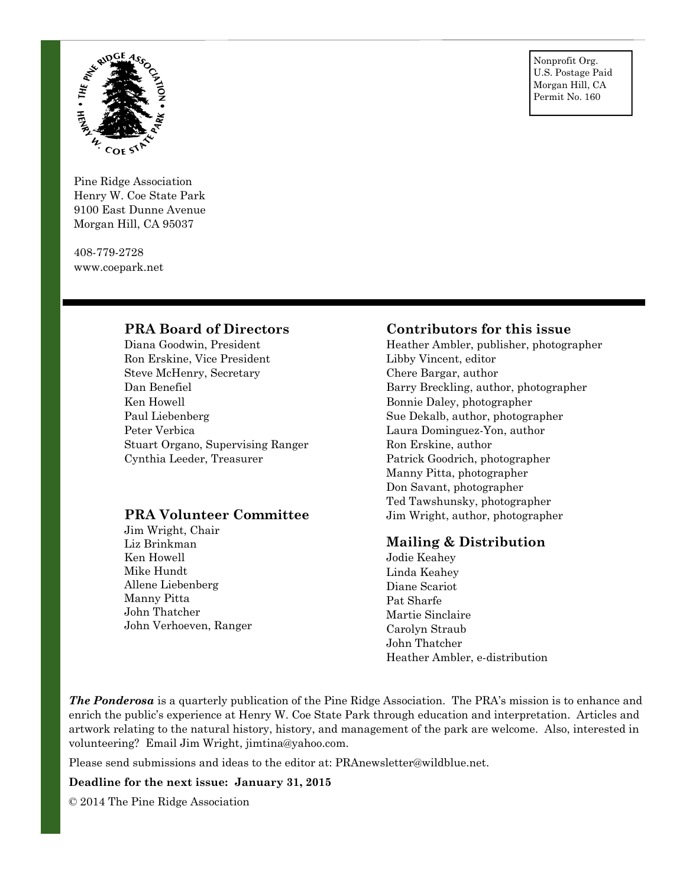Nonprofit Org.
U.S. Postage Paid
Morgan Hill, CA
Permit No. 160

Pine Ridge Association
Henry W. Coe State Park
9100 East Dunne Avenue
Morgan Hill, CA 95037

408-779-2728
www.coepark.net

## PRA Board of Directors

Diana Goodwin, President
Ron Erskine, Vice President
Steve McHenry, Secretary
Dan Benefiel
Ken Howell
Paul Liebenberg
Peter Verbica
Stuart Organo, Supervising Ranger
Cynthia Leeder, Treasurer

## PRA Volunteer Committee

Jim Wright, Chair
Liz Brinkman
Ken Howell
Mike Hundt
Allene Liebenberg
Manny Pitta
John Thatcher
John Verhoeven, Ranger

## Contributors for this issue

Heather Ambler, publisher, photographer
Libby Vincent, editor
Chere Bargar, author
Barry Breckling, author, photographer
Bonnie Daley, photographer
Sue Dekalb, author, photographer
Laura Dominguez-Yon, author
Ron Erskine, author
Patrick Goodrich, photographer
Manny Pitta, photographer
Don Savant, photographer
Ted Tawshunsky, photographer
Jim Wright, author, photographer

## Mailing & Distribution

Jodie Keahey
Linda Keahey
Diane Scariot
Pat Sharfe
Martie Sinclaire
Carolyn Straub
John Thatcher
Heather Ambler, e-distribution

***The Ponderosa*** is a quarterly publication of the Pine Ridge Association. The PRA's mission is to enhance and enrich the public's experience at Henry W. Coe State Park through education and interpretation. Articles and artwork relating to the natural history, history, and management of the park are welcome. Also, interested in volunteering? Email Jim Wright, jimtina@yahoo.com.

Please send submissions and ideas to the editor at: PRAnewsletter@wildblue.net.

**Deadline for the next issue: January 31, 2015**

© 2014 The Pine Ridge Association